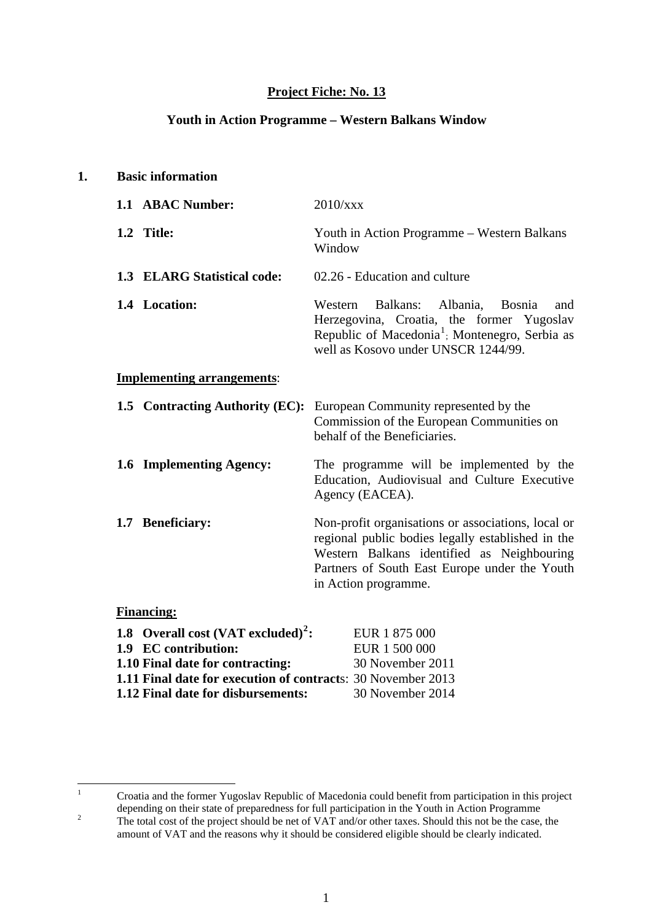**Project Fiche: No. 13**

**Youth in Action Programme – Western Balkans Window**

## 1. Basic information

**1.1 ABAC Number:** 2010/xxx

**1.2 Title:** Youth in Action Programme – Western Balkans Window

**1.3 ELARG Statistical code:** 02.26 - Education and culture

**1.4 Location:** Western Balkans: Albania, Bosnia and Herzegovina, Croatia, the former Yugoslav Republic of Macedonia[1]; Montenegro, Serbia as well as Kosovo under UNSCR 1244/99.

**Implementing arrangements**:

**1.5 Contracting Authority (EC):** European Community represented by the Commission of the European Communities on behalf of the Beneficiaries.

**1.6 Implementing Agency:** The programme will be implemented by the Education, Audiovisual and Culture Executive Agency (EACEA).

**1.7 Beneficiary:** Non-profit organisations or associations, local or regional public bodies legally established in the Western Balkans identified as Neighbouring Partners of South East Europe under the Youth in Action programme.

**Financing:**

**1.8 Overall cost (VAT excluded)[2]:** EUR 1 875 000
**1.9 EC contribution:** EUR 1 500 000
**1.10 Final date for contracting:** 30 November 2011
**1.11 Final date for execution of contracts:** 30 November 2013
**1.12 Final date for disbursements:** 30 November 2014

---

[1] Croatia and the former Yugoslav Republic of Macedonia could benefit from participation in this project depending on their state of preparedness for full participation in the Youth in Action Programme

[2] The total cost of the project should be net of VAT and/or other taxes. Should this not be the case, the amount of VAT and the reasons why it should be considered eligible should be clearly indicated.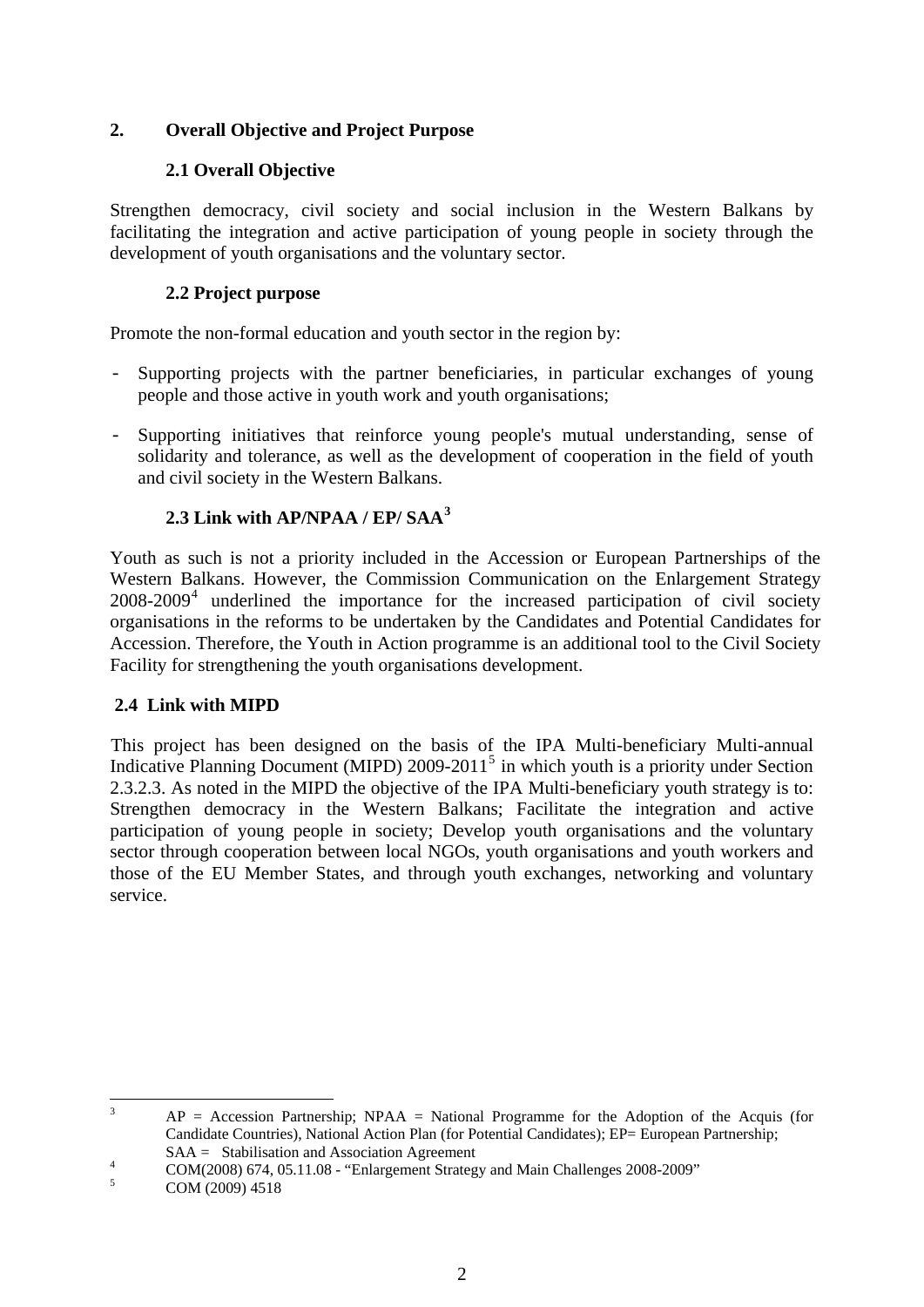## 2. Overall Objective and Project Purpose

### 2.1 Overall Objective

Strengthen democracy, civil society and social inclusion in the Western Balkans by facilitating the integration and active participation of young people in society through the development of youth organisations and the voluntary sector.

### 2.2 Project purpose

Promote the non-formal education and youth sector in the region by:

- Supporting projects with the partner beneficiaries, in particular exchanges of young people and those active in youth work and youth organisations;
- Supporting initiatives that reinforce young people's mutual understanding, sense of solidarity and tolerance, as well as the development of cooperation in the field of youth and civil society in the Western Balkans.

### 2.3 Link with AP/NPAA / EP/ SAA[3]

Youth as such is not a priority included in the Accession or European Partnerships of the Western Balkans. However, the Commission Communication on the Enlargement Strategy 2008-2009[4] underlined the importance for the increased participation of civil society organisations in the reforms to be undertaken by the Candidates and Potential Candidates for Accession. Therefore, the Youth in Action programme is an additional tool to the Civil Society Facility for strengthening the youth organisations development.

### 2.4 Link with MIPD

This project has been designed on the basis of the IPA Multi-beneficiary Multi-annual Indicative Planning Document (MIPD) 2009-2011[5] in which youth is a priority under Section 2.3.2.3. As noted in the MIPD the objective of the IPA Multi-beneficiary youth strategy is to: Strengthen democracy in the Western Balkans; Facilitate the integration and active participation of young people in society; Develop youth organisations and the voluntary sector through cooperation between local NGOs, youth organisations and youth workers and those of the EU Member States, and through youth exchanges, networking and voluntary service.

---

[3] AP = Accession Partnership; NPAA = National Programme for the Adoption of the Acquis (for Candidate Countries), National Action Plan (for Potential Candidates); EP= European Partnership; SAA = Stabilisation and Association Agreement

[4] COM(2008) 674, 05.11.08 - "Enlargement Strategy and Main Challenges 2008-2009"

[5] COM (2009) 4518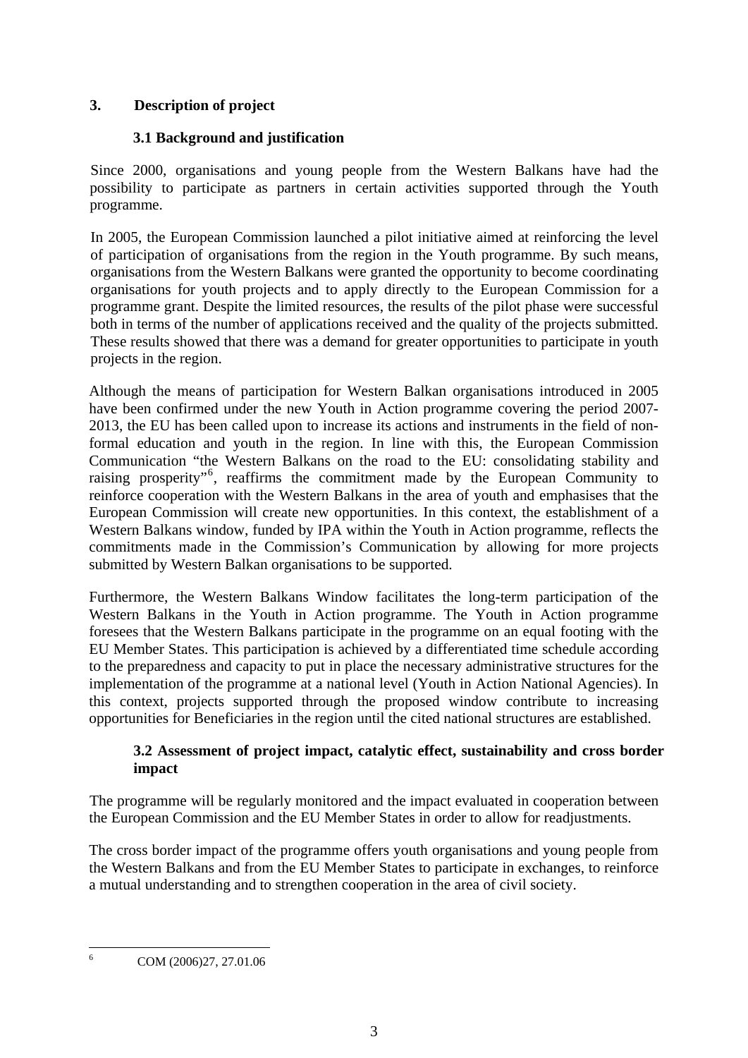## 3. Description of project

### 3.1 Background and justification

Since 2000, organisations and young people from the Western Balkans have had the possibility to participate as partners in certain activities supported through the Youth programme.

In 2005, the European Commission launched a pilot initiative aimed at reinforcing the level of participation of organisations from the region in the Youth programme. By such means, organisations from the Western Balkans were granted the opportunity to become coordinating organisations for youth projects and to apply directly to the European Commission for a programme grant. Despite the limited resources, the results of the pilot phase were successful both in terms of the number of applications received and the quality of the projects submitted. These results showed that there was a demand for greater opportunities to participate in youth projects in the region.

Although the means of participation for Western Balkan organisations introduced in 2005 have been confirmed under the new Youth in Action programme covering the period 2007-2013, the EU has been called upon to increase its actions and instruments in the field of non-formal education and youth in the region. In line with this, the European Commission Communication "the Western Balkans on the road to the EU: consolidating stability and raising prosperity"[6], reaffirms the commitment made by the European Community to reinforce cooperation with the Western Balkans in the area of youth and emphasises that the European Commission will create new opportunities. In this context, the establishment of a Western Balkans window, funded by IPA within the Youth in Action programme, reflects the commitments made in the Commission's Communication by allowing for more projects submitted by Western Balkan organisations to be supported.

Furthermore, the Western Balkans Window facilitates the long-term participation of the Western Balkans in the Youth in Action programme. The Youth in Action programme foresees that the Western Balkans participate in the programme on an equal footing with the EU Member States. This participation is achieved by a differentiated time schedule according to the preparedness and capacity to put in place the necessary administrative structures for the implementation of the programme at a national level (Youth in Action National Agencies). In this context, projects supported through the proposed window contribute to increasing opportunities for Beneficiaries in the region until the cited national structures are established.

### 3.2 Assessment of project impact, catalytic effect, sustainability and cross border impact

The programme will be regularly monitored and the impact evaluated in cooperation between the European Commission and the EU Member States in order to allow for readjustments.

The cross border impact of the programme offers youth organisations and young people from the Western Balkans and from the EU Member States to participate in exchanges, to reinforce a mutual understanding and to strengthen cooperation in the area of civil society.

---

[6] COM (2006)27, 27.01.06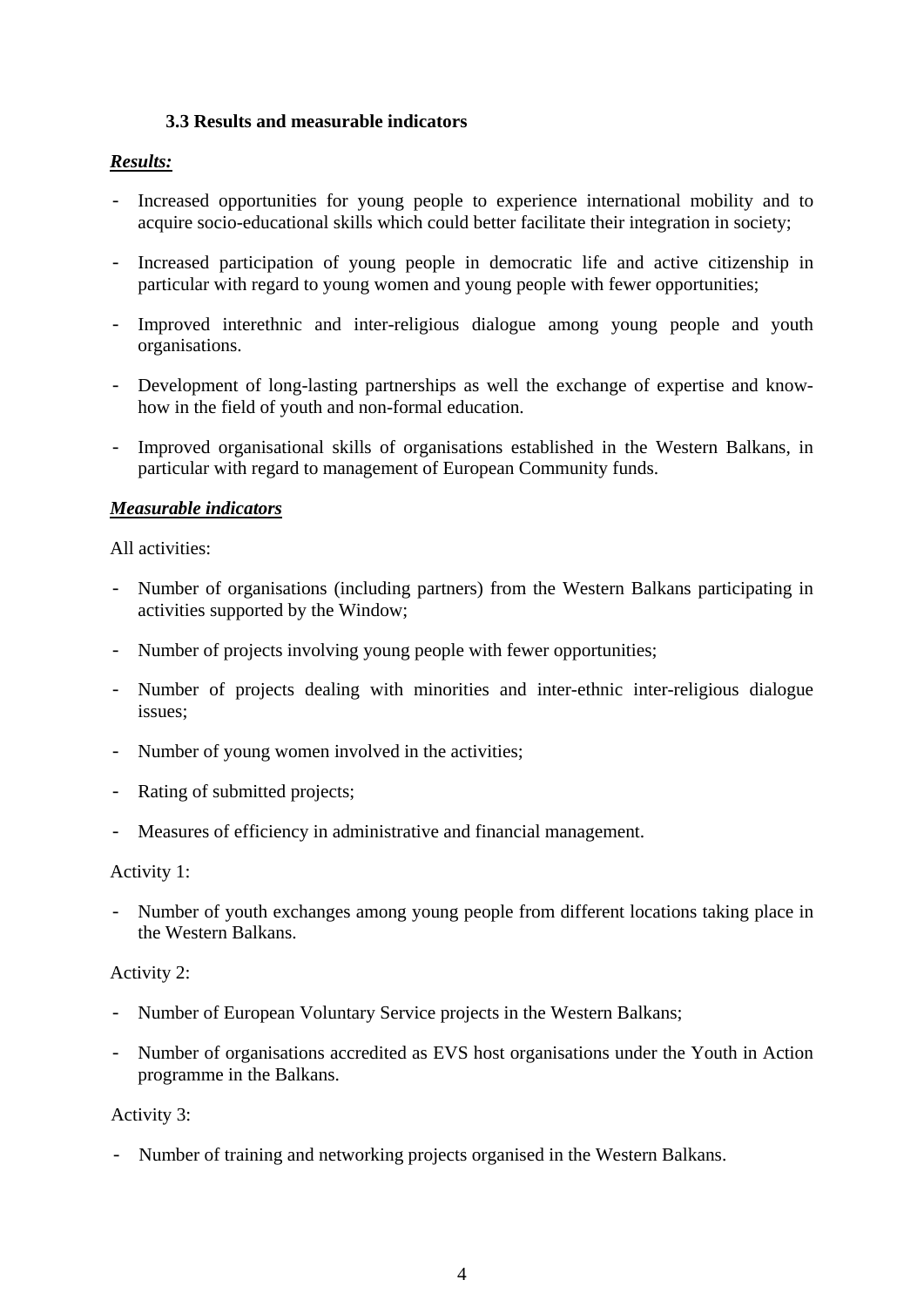### 3.3 Results and measurable indicators

***Results:***

- Increased opportunities for young people to experience international mobility and to acquire socio-educational skills which could better facilitate their integration in society;
- Increased participation of young people in democratic life and active citizenship in particular with regard to young women and young people with fewer opportunities;
- Improved interethnic and inter-religious dialogue among young people and youth organisations.
- Development of long-lasting partnerships as well the exchange of expertise and know-how in the field of youth and non-formal education.
- Improved organisational skills of organisations established in the Western Balkans, in particular with regard to management of European Community funds.

***Measurable indicators***

All activities:

- Number of organisations (including partners) from the Western Balkans participating in activities supported by the Window;
- Number of projects involving young people with fewer opportunities;
- Number of projects dealing with minorities and inter-ethnic inter-religious dialogue issues;
- Number of young women involved in the activities;
- Rating of submitted projects;
- Measures of efficiency in administrative and financial management.

Activity 1:

- Number of youth exchanges among young people from different locations taking place in the Western Balkans.

Activity 2:

- Number of European Voluntary Service projects in the Western Balkans;
- Number of organisations accredited as EVS host organisations under the Youth in Action programme in the Balkans.

Activity 3:

- Number of training and networking projects organised in the Western Balkans.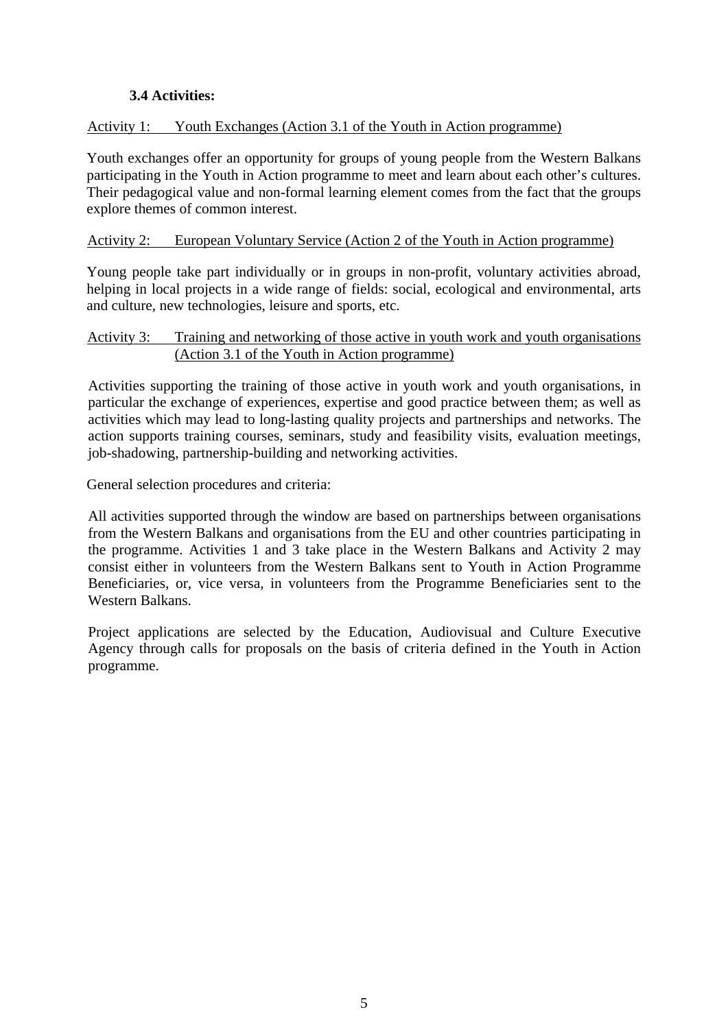### 3.4 Activities:

Activity 1: Youth Exchanges (Action 3.1 of the Youth in Action programme)

Youth exchanges offer an opportunity for groups of young people from the Western Balkans participating in the Youth in Action programme to meet and learn about each other's cultures. Their pedagogical value and non-formal learning element comes from the fact that the groups explore themes of common interest.

Activity 2: European Voluntary Service (Action 2 of the Youth in Action programme)

Young people take part individually or in groups in non-profit, voluntary activities abroad, helping in local projects in a wide range of fields: social, ecological and environmental, arts and culture, new technologies, leisure and sports, etc.

Activity 3: Training and networking of those active in youth work and youth organisations (Action 3.1 of the Youth in Action programme)

Activities supporting the training of those active in youth work and youth organisations, in particular the exchange of experiences, expertise and good practice between them; as well as activities which may lead to long-lasting quality projects and partnerships and networks. The action supports training courses, seminars, study and feasibility visits, evaluation meetings, job-shadowing, partnership-building and networking activities.

General selection procedures and criteria:

All activities supported through the window are based on partnerships between organisations from the Western Balkans and organisations from the EU and other countries participating in the programme. Activities 1 and 3 take place in the Western Balkans and Activity 2 may consist either in volunteers from the Western Balkans sent to Youth in Action Programme Beneficiaries, or, vice versa, in volunteers from the Programme Beneficiaries sent to the Western Balkans.

Project applications are selected by the Education, Audiovisual and Culture Executive Agency through calls for proposals on the basis of criteria defined in the Youth in Action programme.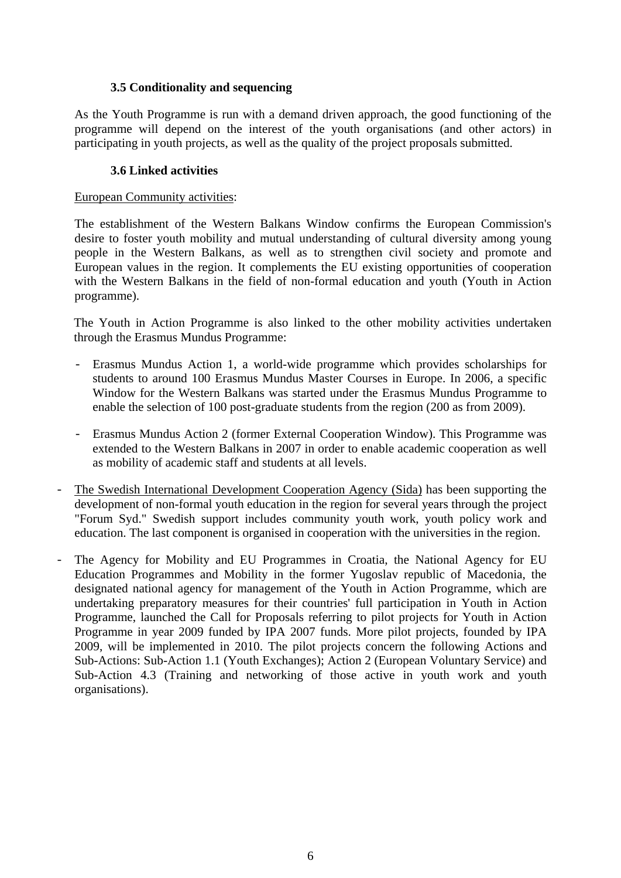### 3.5 Conditionality and sequencing

As the Youth Programme is run with a demand driven approach, the good functioning of the programme will depend on the interest of the youth organisations (and other actors) in participating in youth projects, as well as the quality of the project proposals submitted.

### 3.6 Linked activities

European Community activities:

The establishment of the Western Balkans Window confirms the European Commission's desire to foster youth mobility and mutual understanding of cultural diversity among young people in the Western Balkans, as well as to strengthen civil society and promote and European values in the region. It complements the EU existing opportunities of cooperation with the Western Balkans in the field of non-formal education and youth (Youth in Action programme).

The Youth in Action Programme is also linked to the other mobility activities undertaken through the Erasmus Mundus Programme:

- Erasmus Mundus Action 1, a world-wide programme which provides scholarships for students to around 100 Erasmus Mundus Master Courses in Europe. In 2006, a specific Window for the Western Balkans was started under the Erasmus Mundus Programme to enable the selection of 100 post-graduate students from the region (200 as from 2009).
- Erasmus Mundus Action 2 (former External Cooperation Window). This Programme was extended to the Western Balkans in 2007 in order to enable academic cooperation as well as mobility of academic staff and students at all levels.

- The Swedish International Development Cooperation Agency (Sida) has been supporting the development of non-formal youth education in the region for several years through the project "Forum Syd." Swedish support includes community youth work, youth policy work and education. The last component is organised in cooperation with the universities in the region.
- The Agency for Mobility and EU Programmes in Croatia, the National Agency for EU Education Programmes and Mobility in the former Yugoslav republic of Macedonia, the designated national agency for management of the Youth in Action Programme, which are undertaking preparatory measures for their countries' full participation in Youth in Action Programme, launched the Call for Proposals referring to pilot projects for Youth in Action Programme in year 2009 funded by IPA 2007 funds. More pilot projects, founded by IPA 2009, will be implemented in 2010. The pilot projects concern the following Actions and Sub-Actions: Sub-Action 1.1 (Youth Exchanges); Action 2 (European Voluntary Service) and Sub-Action 4.3 (Training and networking of those active in youth work and youth organisations).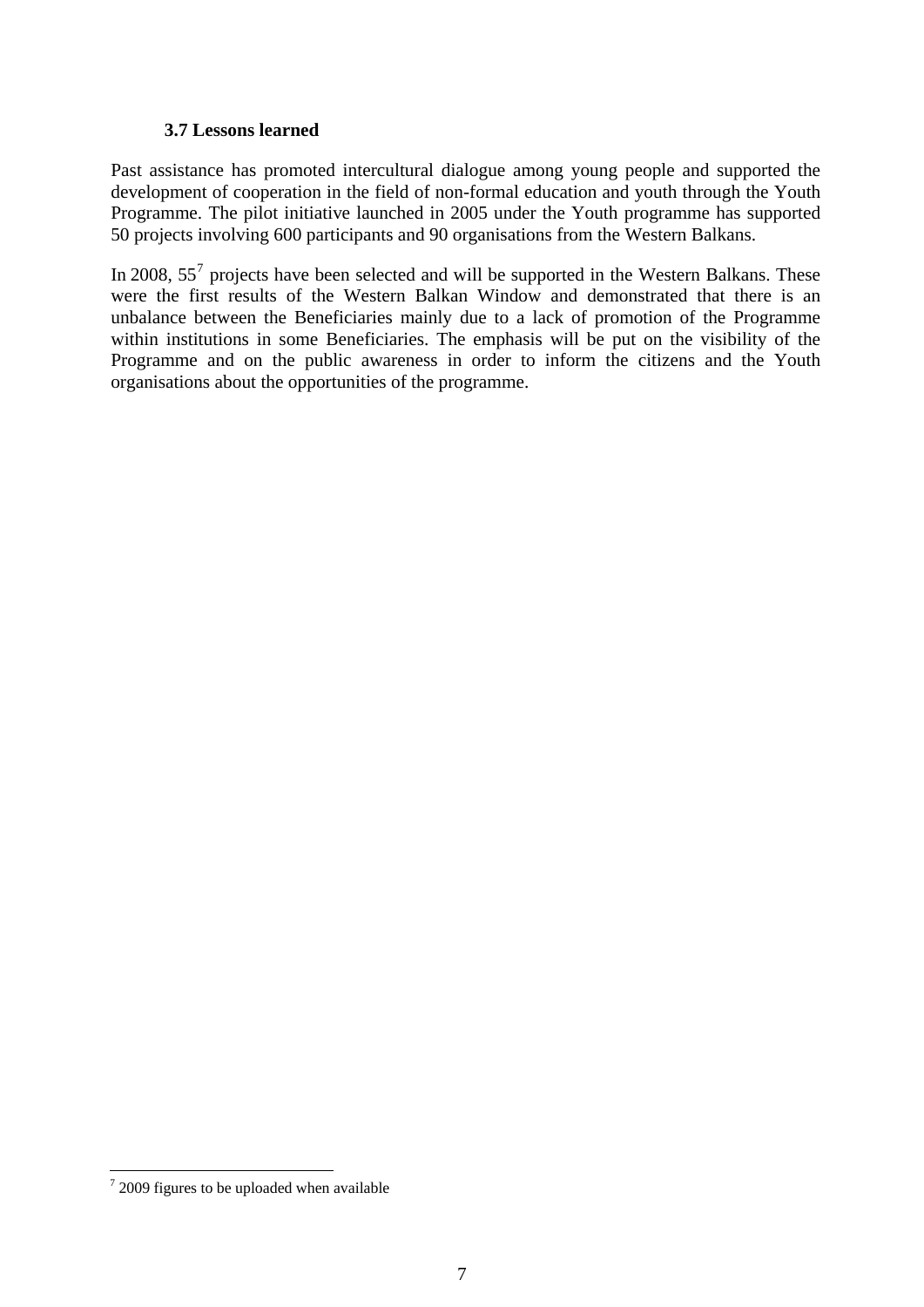### 3.7 Lessons learned

Past assistance has promoted intercultural dialogue among young people and supported the development of cooperation in the field of non-formal education and youth through the Youth Programme. The pilot initiative launched in 2005 under the Youth programme has supported 50 projects involving 600 participants and 90 organisations from the Western Balkans.

In 2008, 55[7] projects have been selected and will be supported in the Western Balkans. These were the first results of the Western Balkan Window and demonstrated that there is an unbalance between the Beneficiaries mainly due to a lack of promotion of the Programme within institutions in some Beneficiaries. The emphasis will be put on the visibility of the Programme and on the public awareness in order to inform the citizens and the Youth organisations about the opportunities of the programme.

[7] 2009 figures to be uploaded when available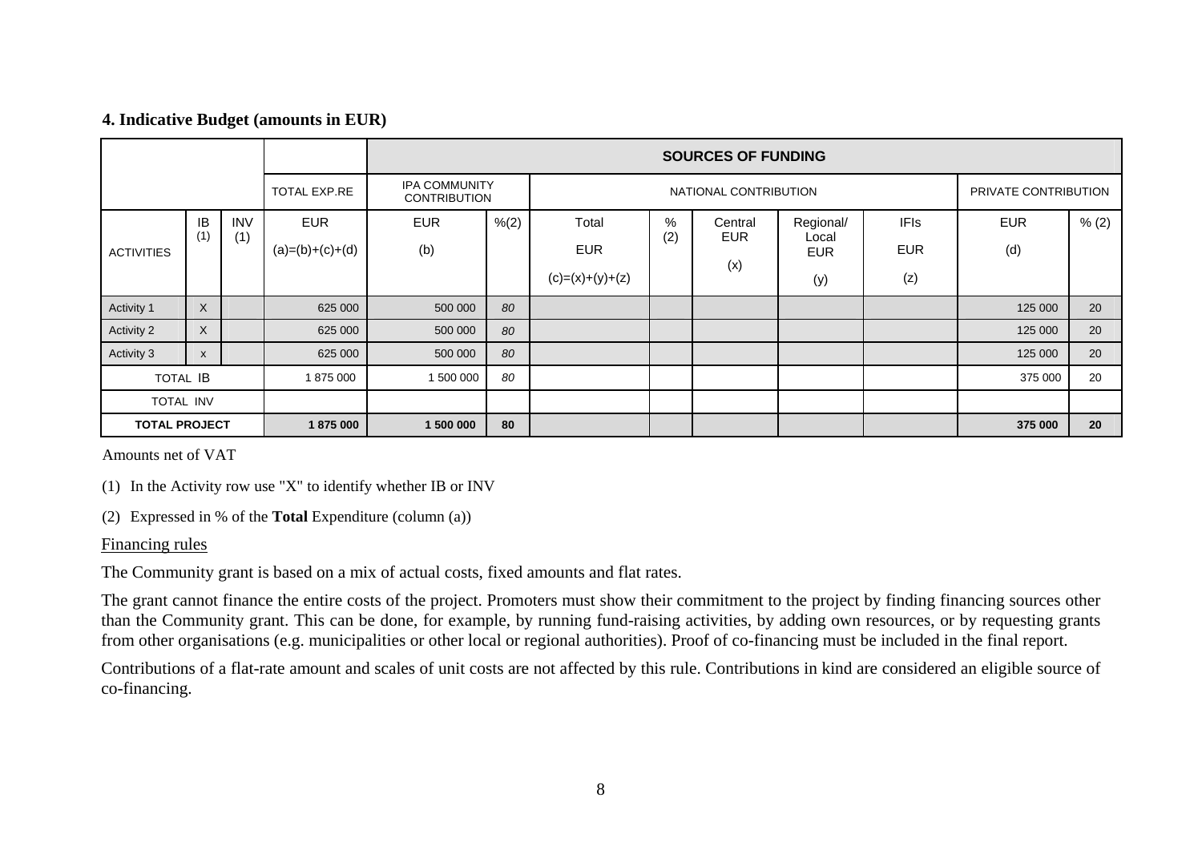## 4. Indicative Budget (amounts in EUR)

| | | | | SOURCES OF FUNDING | | | | | | | | |
|---|---|---|---|---|---|---|---|---|---|---|---|---|
| | | | TOTAL EXP.RE | IPA COMMUNITY CONTRIBUTION | | NATIONAL CONTRIBUTION | | | | | PRIVATE CONTRIBUTION | |
| ACTIVITIES | IB (1) | INV (1) | EUR (a)=(b)+(c)+(d) | EUR (b) | %(2) | Total EUR (c)=(x)+(y)+(z) | % (2) | Central EUR (x) | Regional/ Local EUR (y) | IFIs EUR (z) | EUR (d) | % (2) |
| Activity 1 | X | | 625 000 | 500 000 | *80* | | | | | | 125 000 | 20 |
| Activity 2 | X | | 625 000 | 500 000 | *80* | | | | | | 125 000 | 20 |
| Activity 3 | x | | 625 000 | 500 000 | *80* | | | | | | 125 000 | 20 |
| TOTAL IB | | | 1 875 000 | 1 500 000 | *80* | | | | | | 375 000 | 20 |
| TOTAL INV | | | | | | | | | | | | |
| **TOTAL PROJECT** | | | **1 875 000** | **1 500 000** | **80** | | | | | | **375 000** | **20** |

Amounts net of VAT

(1) In the Activity row use "X" to identify whether IB or INV

(2) Expressed in % of the **Total** Expenditure (column (a))

Financing rules

The Community grant is based on a mix of actual costs, fixed amounts and flat rates.

The grant cannot finance the entire costs of the project. Promoters must show their commitment to the project by finding financing sources other than the Community grant. This can be done, for example, by running fund-raising activities, by adding own resources, or by requesting grants from other organisations (e.g. municipalities or other local or regional authorities). Proof of co-financing must be included in the final report.

Contributions of a flat-rate amount and scales of unit costs are not affected by this rule. Contributions in kind are considered an eligible source of co-financing.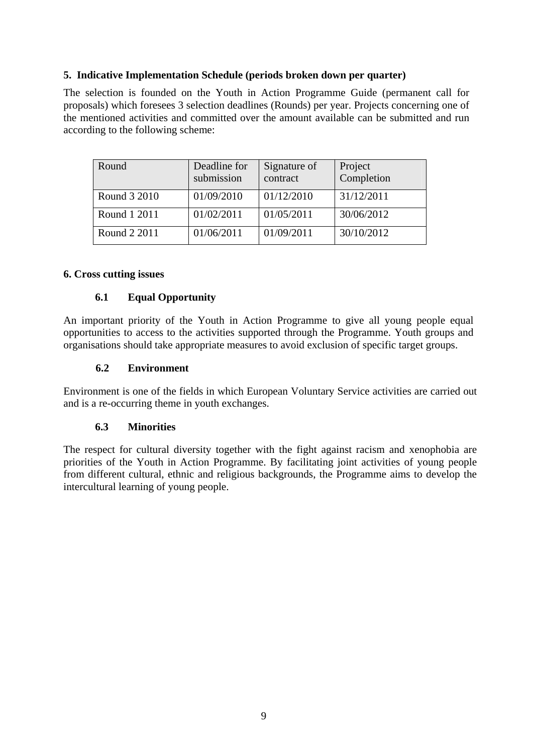## 5. Indicative Implementation Schedule (periods broken down per quarter)

The selection is founded on the Youth in Action Programme Guide (permanent call for proposals) which foresees 3 selection deadlines (Rounds) per year. Projects concerning one of the mentioned activities and committed over the amount available can be submitted and run according to the following scheme:

| Round | Deadline for submission | Signature of contract | Project Completion |
|---|---|---|---|
| Round 3 2010 | 01/09/2010 | 01/12/2010 | 31/12/2011 |
| Round 1 2011 | 01/02/2011 | 01/05/2011 | 30/06/2012 |
| Round 2 2011 | 01/06/2011 | 01/09/2011 | 30/10/2012 |

## 6. Cross cutting issues

### 6.1 Equal Opportunity

An important priority of the Youth in Action Programme to give all young people equal opportunities to access to the activities supported through the Programme. Youth groups and organisations should take appropriate measures to avoid exclusion of specific target groups.

### 6.2 Environment

Environment is one of the fields in which European Voluntary Service activities are carried out and is a re-occurring theme in youth exchanges.

### 6.3 Minorities

The respect for cultural diversity together with the fight against racism and xenophobia are priorities of the Youth in Action Programme. By facilitating joint activities of young people from different cultural, ethnic and religious backgrounds, the Programme aims to develop the intercultural learning of young people.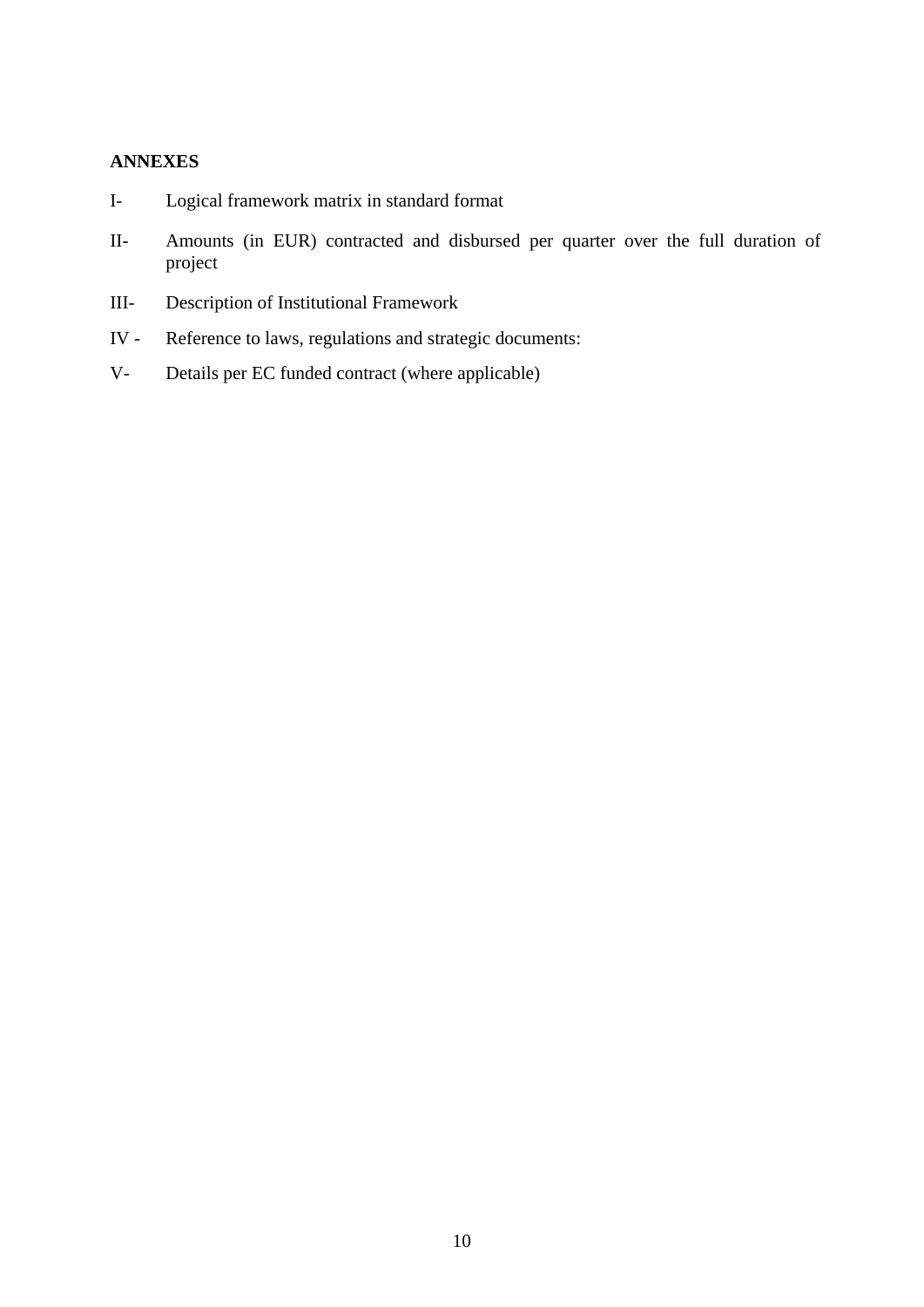**ANNEXES**

I- Logical framework matrix in standard format

II- Amounts (in EUR) contracted and disbursed per quarter over the full duration of project

III- Description of Institutional Framework

IV - Reference to laws, regulations and strategic documents:

V- Details per EC funded contract (where applicable)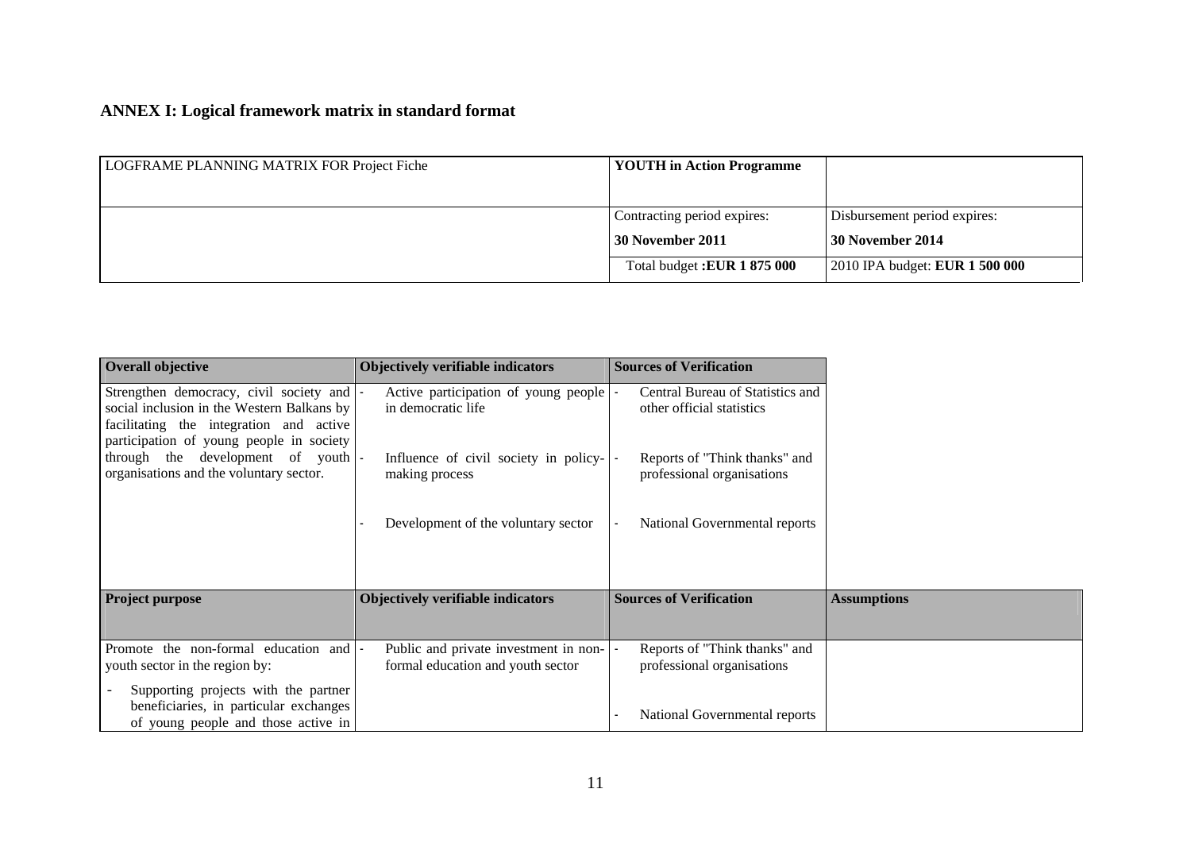## ANNEX I: Logical framework matrix in standard format

| LOGFRAME PLANNING MATRIX FOR Project Fiche | **YOUTH in Action Programme** | |
|---|---|---|
| | Contracting period expires: **30 November 2011** | Disbursement period expires: **30 November 2014** |
| | Total budget **:EUR 1 875 000** | 2010 IPA budget: **EUR 1 500 000** |

| **Overall objective** | **Objectively verifiable indicators** | **Sources of Verification** | |
|---|---|---|---|
| Strengthen democracy, civil society and social inclusion in the Western Balkans by facilitating the integration and active participation of young people in society through the development of youth organisations and the voluntary sector. | - Active participation of young people in democratic life<br>- Influence of civil society in policy-making process<br>- Development of the voluntary sector | - Central Bureau of Statistics and other official statistics<br>- Reports of "Think thanks" and professional organisations<br>- National Governmental reports | |
| **Project purpose** | **Objectively verifiable indicators** | **Sources of Verification** | **Assumptions** |
| Promote the non-formal education and youth sector in the region by:<br>- Supporting projects with the partner beneficiaries, in particular exchanges of young people and those active in | - Public and private investment in non-formal education and youth sector | - Reports of "Think thanks" and professional organisations<br>- National Governmental reports | |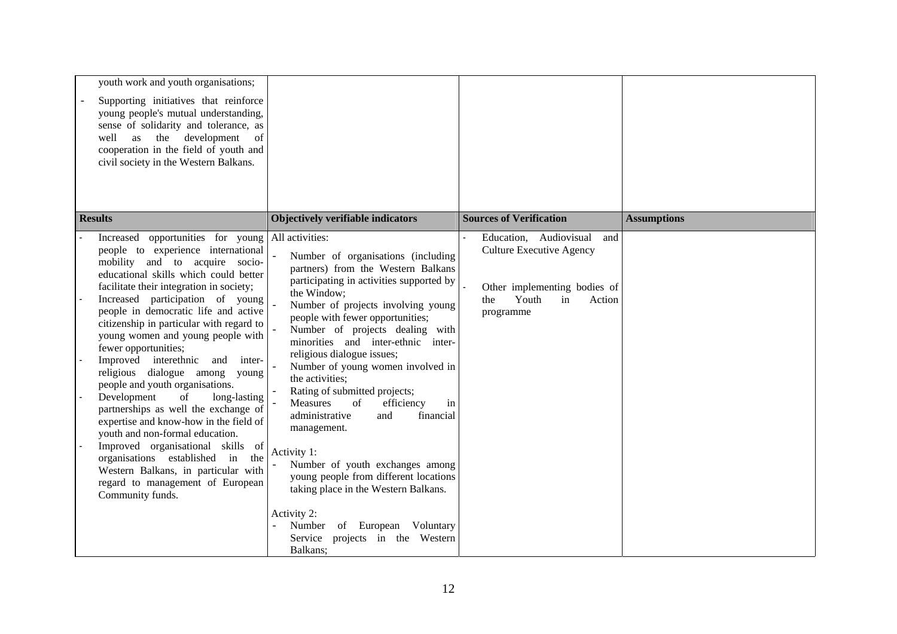| | | | |
|---|---|---|---|
| youth work and youth organisations;<br>- Supporting initiatives that reinforce young people's mutual understanding, sense of solidarity and tolerance, as well as the development of cooperation in the field of youth and civil society in the Western Balkans. | | | |
| **Results** | **Objectively verifiable indicators** | **Sources of Verification** | **Assumptions** |
| - Increased opportunities for young people to experience international mobility and to acquire socio-educational skills which could better facilitate their integration in society;<br>- Increased participation of young people in democratic life and active citizenship in particular with regard to young women and young people with fewer opportunities;<br>- Improved interethnic and inter-religious dialogue among young people and youth organisations.<br>- Development of long-lasting partnerships as well the exchange of expertise and know-how in the field of youth and non-formal education.<br>- Improved organisational skills of organisations established in the Western Balkans, in particular with regard to management of European Community funds. | All activities:<br>- Number of organisations (including partners) from the Western Balkans participating in activities supported by the Window;<br>- Number of projects involving young people with fewer opportunities;<br>- Number of projects dealing with minorities and inter-ethnic inter-religious dialogue issues;<br>- Number of young women involved in the activities;<br>- Rating of submitted projects;<br>- Measures of efficiency in administrative and financial management.<br><br>Activity 1:<br>- Number of youth exchanges among young people from different locations taking place in the Western Balkans.<br><br>Activity 2:<br>- Number of European Voluntary Service projects in the Western Balkans; | - Education, Audiovisual and Culture Executive Agency<br><br>- Other implementing bodies of the Youth in Action programme | |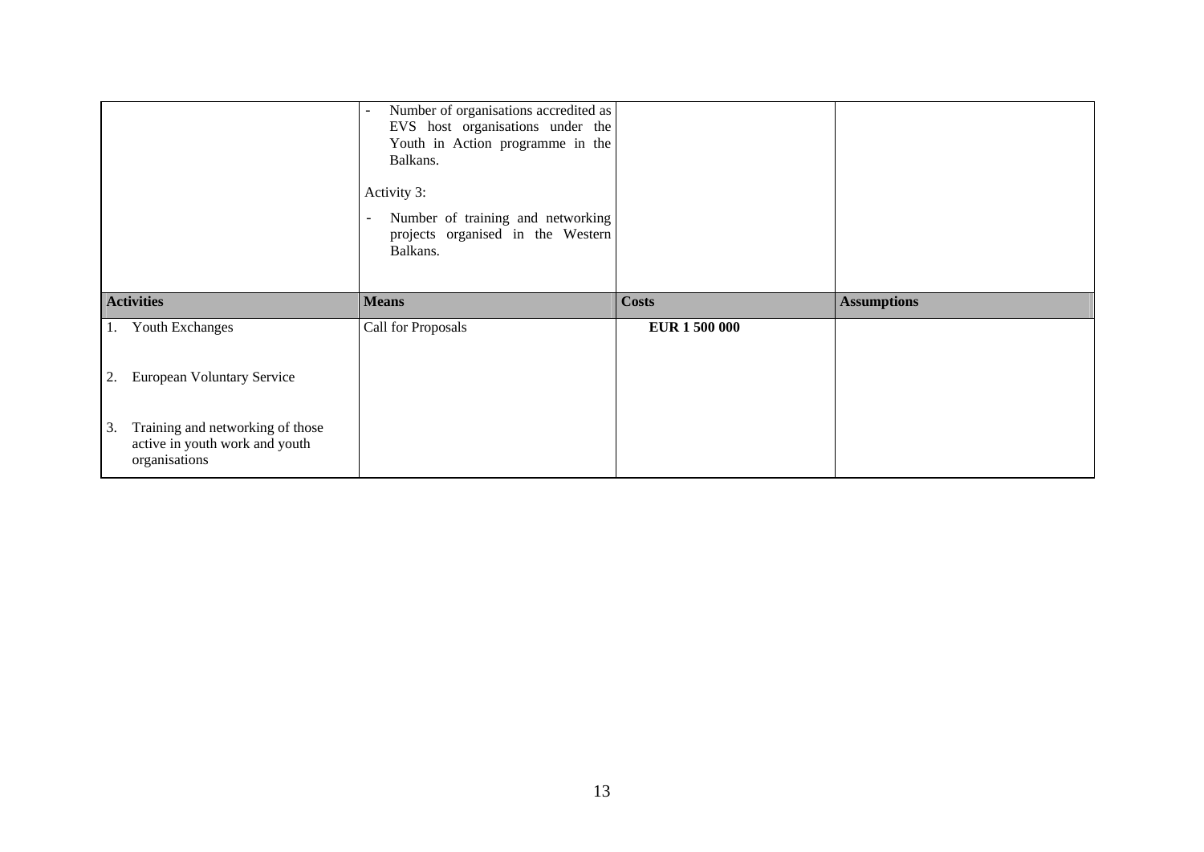| | | | |
|---|---|---|---|
| | - Number of organisations accredited as EVS host organisations under the Youth in Action programme in the Balkans.<br><br>Activity 3:<br><br>- Number of training and networking projects organised in the Western Balkans. | | |
| **Activities** | **Means** | **Costs** | **Assumptions** |
| 1. Youth Exchanges<br><br>2. European Voluntary Service<br><br>3. Training and networking of those active in youth work and youth organisations | Call for Proposals | **EUR 1 500 000** | |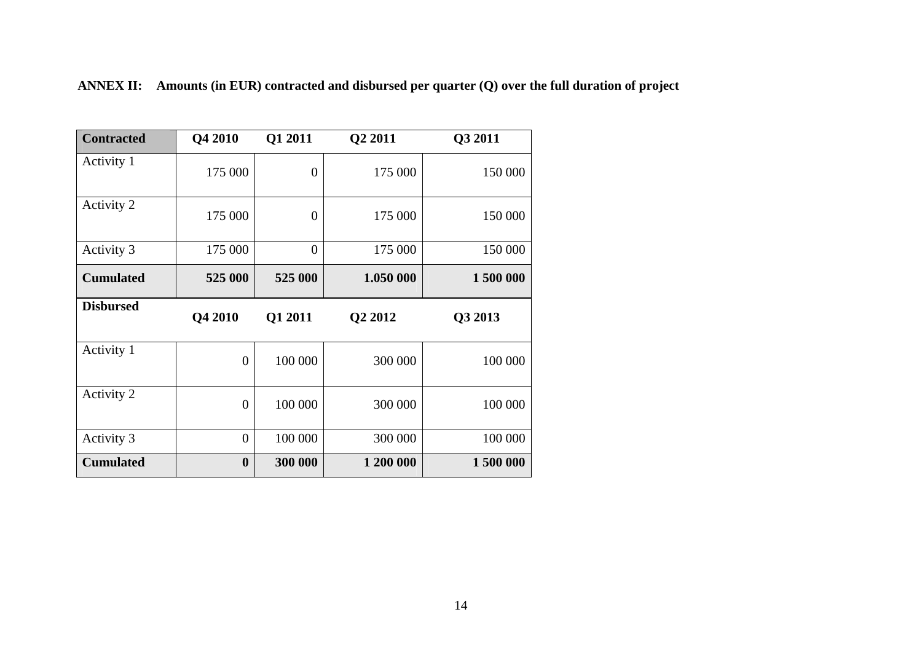**ANNEX II: Amounts (in EUR) contracted and disbursed per quarter (Q) over the full duration of project**

| **Contracted** | **Q4 2010** | **Q1 2011** | **Q2 2011** | **Q3 2011** |
|---|---|---|---|---|
| Activity 1 | 175 000 | 0 | 175 000 | 150 000 |
| Activity 2 | 175 000 | 0 | 175 000 | 150 000 |
| Activity 3 | 175 000 | 0 | 175 000 | 150 000 |
| **Cumulated** | **525 000** | **525 000** | **1.050 000** | **1 500 000** |
| **Disbursed** | **Q4 2010** | **Q1 2011** | **Q2 2012** | **Q3 2013** |
| Activity 1 | 0 | 100 000 | 300 000 | 100 000 |
| Activity 2 | 0 | 100 000 | 300 000 | 100 000 |
| Activity 3 | 0 | 100 000 | 300 000 | 100 000 |
| **Cumulated** | **0** | **300 000** | **1 200 000** | **1 500 000** |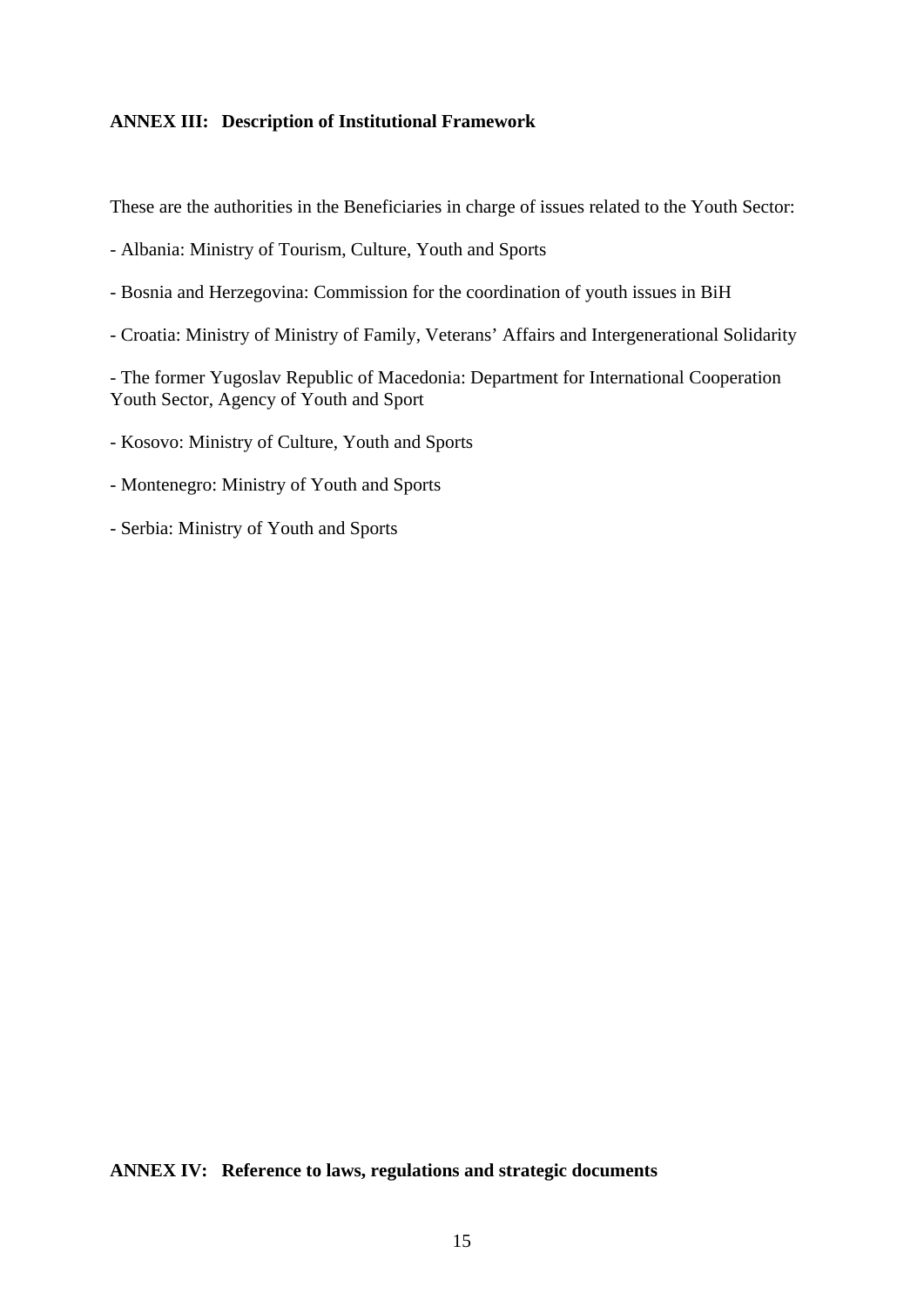## ANNEX III: Description of Institutional Framework

These are the authorities in the Beneficiaries in charge of issues related to the Youth Sector:

- Albania: Ministry of Tourism, Culture, Youth and Sports

- Bosnia and Herzegovina: Commission for the coordination of youth issues in BiH

- Croatia: Ministry of Ministry of Family, Veterans' Affairs and Intergenerational Solidarity

- The former Yugoslav Republic of Macedonia: Department for International Cooperation Youth Sector, Agency of Youth and Sport

- Kosovo: Ministry of Culture, Youth and Sports

- Montenegro: Ministry of Youth and Sports

- Serbia: Ministry of Youth and Sports

## ANNEX IV: Reference to laws, regulations and strategic documents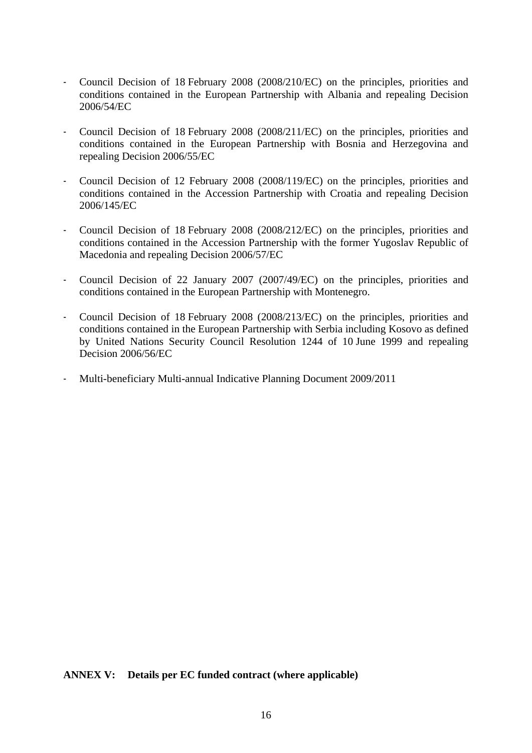- Council Decision of 18 February 2008 (2008/210/EC) on the principles, priorities and conditions contained in the European Partnership with Albania and repealing Decision 2006/54/EC

- Council Decision of 18 February 2008 (2008/211/EC) on the principles, priorities and conditions contained in the European Partnership with Bosnia and Herzegovina and repealing Decision 2006/55/EC

- Council Decision of 12 February 2008 (2008/119/EC) on the principles, priorities and conditions contained in the Accession Partnership with Croatia and repealing Decision 2006/145/EC

- Council Decision of 18 February 2008 (2008/212/EC) on the principles, priorities and conditions contained in the Accession Partnership with the former Yugoslav Republic of Macedonia and repealing Decision 2006/57/EC

- Council Decision of 22 January 2007 (2007/49/EC) on the principles, priorities and conditions contained in the European Partnership with Montenegro.

- Council Decision of 18 February 2008 (2008/213/EC) on the principles, priorities and conditions contained in the European Partnership with Serbia including Kosovo as defined by United Nations Security Council Resolution 1244 of 10 June 1999 and repealing Decision 2006/56/EC

- Multi-beneficiary Multi-annual Indicative Planning Document 2009/2011

**ANNEX V: Details per EC funded contract (where applicable)**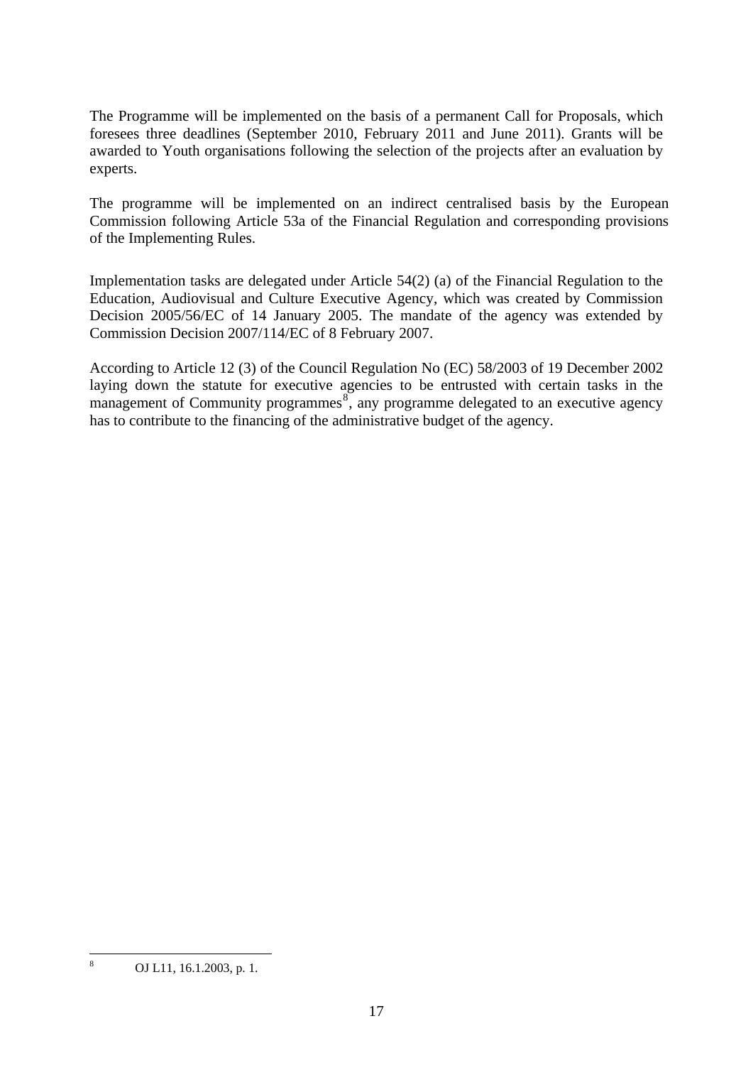The Programme will be implemented on the basis of a permanent Call for Proposals, which foresees three deadlines (September 2010, February 2011 and June 2011). Grants will be awarded to Youth organisations following the selection of the projects after an evaluation by experts.

The programme will be implemented on an indirect centralised basis by the European Commission following Article 53a of the Financial Regulation and corresponding provisions of the Implementing Rules.

Implementation tasks are delegated under Article 54(2) (a) of the Financial Regulation to the Education, Audiovisual and Culture Executive Agency, which was created by Commission Decision 2005/56/EC of 14 January 2005. The mandate of the agency was extended by Commission Decision 2007/114/EC of 8 February 2007.

According to Article 12 (3) of the Council Regulation No (EC) 58/2003 of 19 December 2002 laying down the statute for executive agencies to be entrusted with certain tasks in the management of Community programmes[8], any programme delegated to an executive agency has to contribute to the financing of the administrative budget of the agency.

---

[8] OJ L11, 16.1.2003, p. 1.